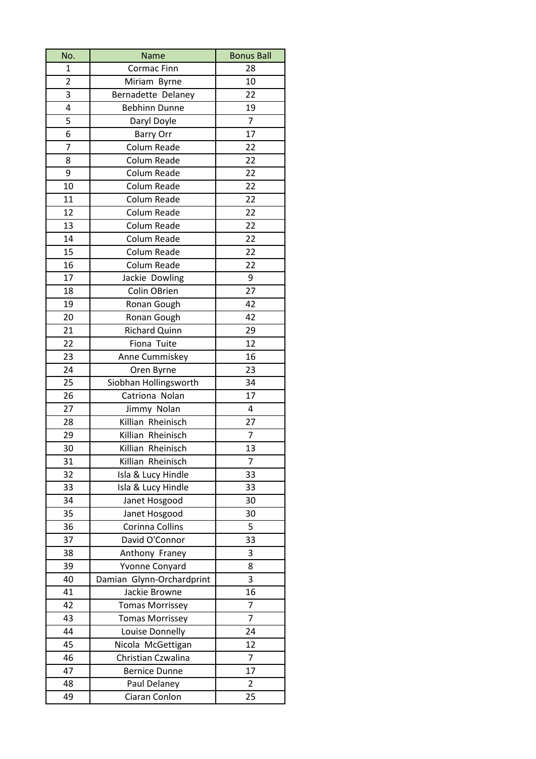| No. | Name | Bonus Ball |
| --- | --- | --- |
| 1 | Cormac Finn | 28 |
| 2 | Miriam Byrne | 10 |
| 3 | Bernadette Delaney | 22 |
| 4 | Bebhinn Dunne | 19 |
| 5 | Daryl Doyle | 7 |
| 6 | Barry Orr | 17 |
| 7 | Colum Reade | 22 |
| 8 | Colum Reade | 22 |
| 9 | Colum Reade | 22 |
| 10 | Colum Reade | 22 |
| 11 | Colum Reade | 22 |
| 12 | Colum Reade | 22 |
| 13 | Colum Reade | 22 |
| 14 | Colum Reade | 22 |
| 15 | Colum Reade | 22 |
| 16 | Colum Reade | 22 |
| 17 | Jackie Dowling | 9 |
| 18 | Colin OBrien | 27 |
| 19 | Ronan Gough | 42 |
| 20 | Ronan Gough | 42 |
| 21 | Richard Quinn | 29 |
| 22 | Fiona Tuite | 12 |
| 23 | Anne Cummiskey | 16 |
| 24 | Oren Byrne | 23 |
| 25 | Siobhan Hollingsworth | 34 |
| 26 | Catriona Nolan | 17 |
| 27 | Jimmy Nolan | 4 |
| 28 | Killian Rheinisch | 27 |
| 29 | Killian Rheinisch | 7 |
| 30 | Killian Rheinisch | 13 |
| 31 | Killian Rheinisch | 7 |
| 32 | Isla & Lucy Hindle | 33 |
| 33 | Isla & Lucy Hindle | 33 |
| 34 | Janet Hosgood | 30 |
| 35 | Janet Hosgood | 30 |
| 36 | Corinna Collins | 5 |
| 37 | David O'Connor | 33 |
| 38 | Anthony Franey | 3 |
| 39 | Yvonne Conyard | 8 |
| 40 | Damian Glynn-Orchardprint | 3 |
| 41 | Jackie Browne | 16 |
| 42 | Tomas Morrissey | 7 |
| 43 | Tomas Morrissey | 7 |
| 44 | Louise Donnelly | 24 |
| 45 | Nicola McGettigan | 12 |
| 46 | Christian Czwalina | 7 |
| 47 | Bernice Dunne | 17 |
| 48 | Paul Delaney | 2 |
| 49 | Ciaran Conlon | 25 |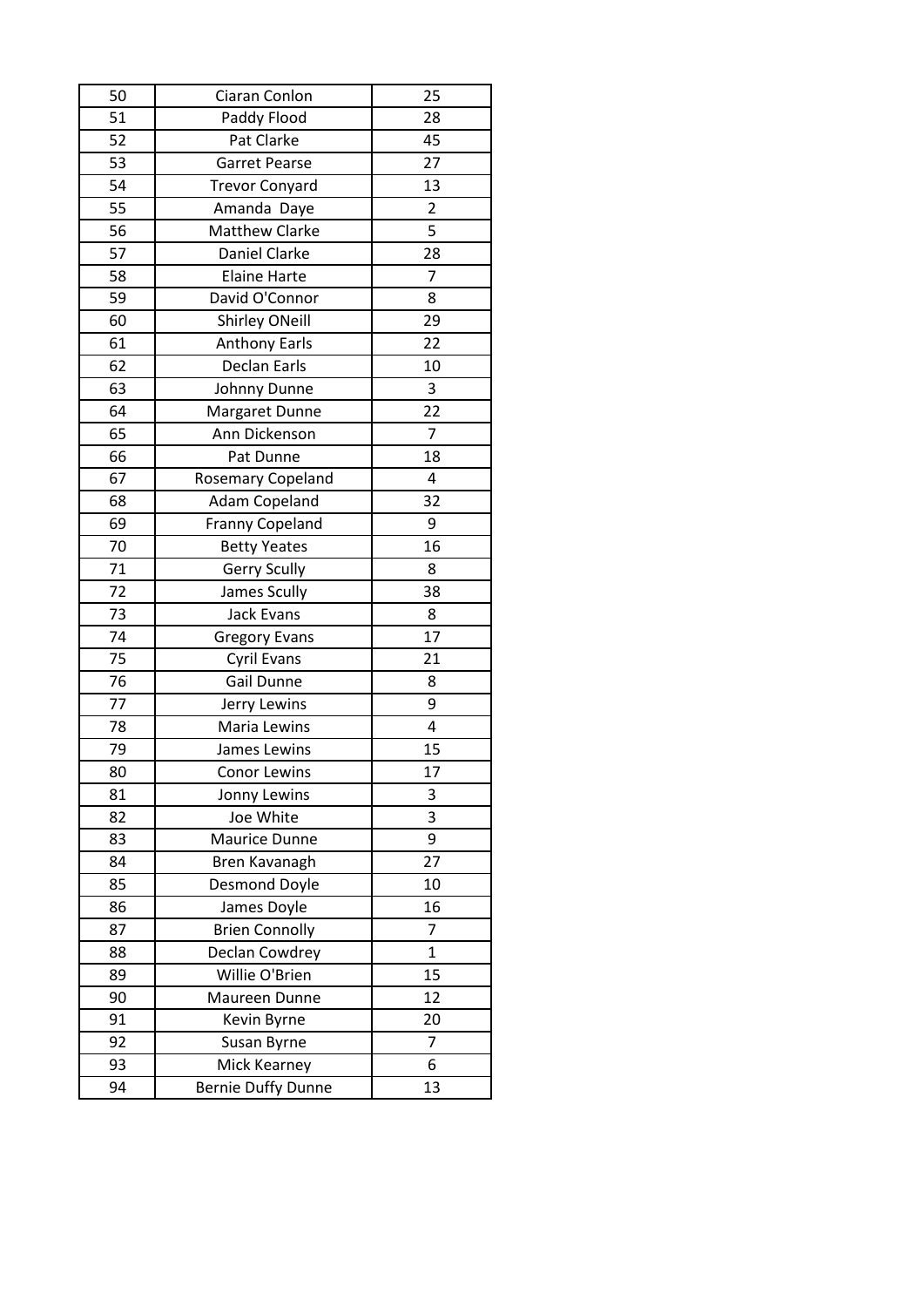| | | |
|---|---|---|
| 50 | Ciaran Conlon | 25 |
| 51 | Paddy Flood | 28 |
| 52 | Pat Clarke | 45 |
| 53 | Garret Pearse | 27 |
| 54 | Trevor Conyard | 13 |
| 55 | Amanda  Daye | 2 |
| 56 | Matthew Clarke | 5 |
| 57 | Daniel Clarke | 28 |
| 58 | Elaine Harte | 7 |
| 59 | David O'Connor | 8 |
| 60 | Shirley ONeill | 29 |
| 61 | Anthony Earls | 22 |
| 62 | Declan Earls | 10 |
| 63 | Johnny Dunne | 3 |
| 64 | Margaret Dunne | 22 |
| 65 | Ann Dickenson | 7 |
| 66 | Pat Dunne | 18 |
| 67 | Rosemary Copeland | 4 |
| 68 | Adam Copeland | 32 |
| 69 | Franny Copeland | 9 |
| 70 | Betty Yeates | 16 |
| 71 | Gerry Scully | 8 |
| 72 | James Scully | 38 |
| 73 | Jack Evans | 8 |
| 74 | Gregory Evans | 17 |
| 75 | Cyril Evans | 21 |
| 76 | Gail Dunne | 8 |
| 77 | Jerry Lewins | 9 |
| 78 | Maria Lewins | 4 |
| 79 | James Lewins | 15 |
| 80 | Conor Lewins | 17 |
| 81 | Jonny Lewins | 3 |
| 82 | Joe White | 3 |
| 83 | Maurice Dunne | 9 |
| 84 | Bren Kavanagh | 27 |
| 85 | Desmond Doyle | 10 |
| 86 | James Doyle | 16 |
| 87 | Brien Connolly | 7 |
| 88 | Declan Cowdrey | 1 |
| 89 | Willie O'Brien | 15 |
| 90 | Maureen Dunne | 12 |
| 91 | Kevin Byrne | 20 |
| 92 | Susan Byrne | 7 |
| 93 | Mick Kearney | 6 |
| 94 | Bernie Duffy Dunne | 13 |